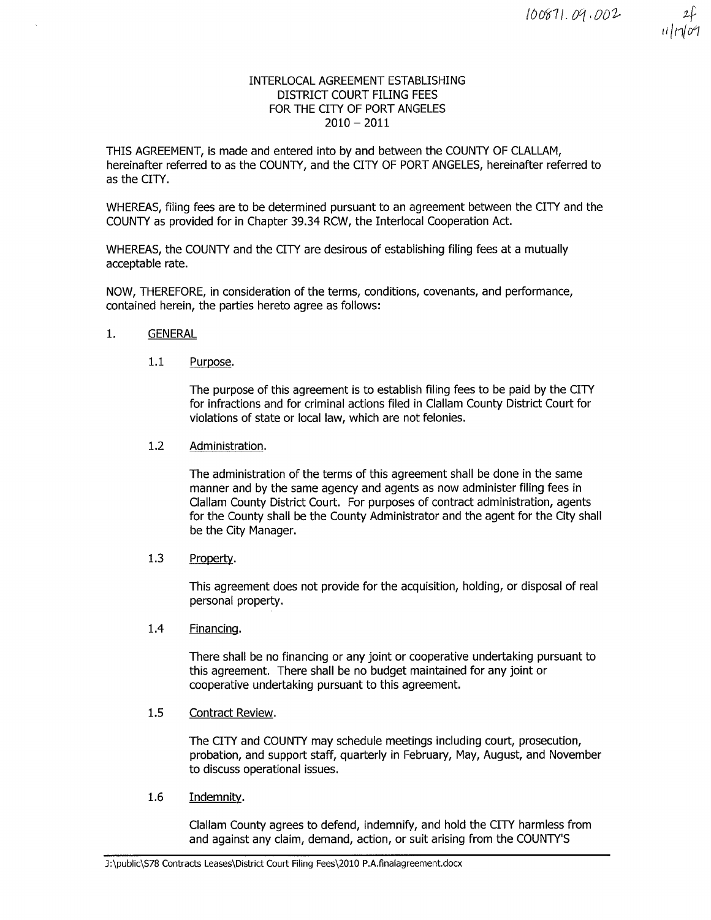100871.09.002

2f
11/17/09

# INTERLOCAL AGREEMENT ESTABLISHING DISTRICT COURT FILING FEES FOR THE CITY OF PORT ANGELES 2010 – 2011

THIS AGREEMENT, is made and entered into by and between the COUNTY OF CLALLAM, hereinafter referred to as the COUNTY, and the CITY OF PORT ANGELES, hereinafter referred to as the CITY.

WHEREAS, filing fees are to be determined pursuant to an agreement between the CITY and the COUNTY as provided for in Chapter 39.34 RCW, the Interlocal Cooperation Act.

WHEREAS, the COUNTY and the CITY are desirous of establishing filing fees at a mutually acceptable rate.

NOW, THEREFORE, in consideration of the terms, conditions, covenants, and performance, contained herein, the parties hereto agree as follows:

1. GENERAL

1.1 Purpose.

The purpose of this agreement is to establish filing fees to be paid by the CITY for infractions and for criminal actions filed in Clallam County District Court for violations of state or local law, which are not felonies.

1.2 Administration.

The administration of the terms of this agreement shall be done in the same manner and by the same agency and agents as now administer filing fees in Clallam County District Court. For purposes of contract administration, agents for the County shall be the County Administrator and the agent for the City shall be the City Manager.

1.3 Property.

This agreement does not provide for the acquisition, holding, or disposal of real personal property.

1.4 Financing.

There shall be no financing or any joint or cooperative undertaking pursuant to this agreement. There shall be no budget maintained for any joint or cooperative undertaking pursuant to this agreement.

1.5 Contract Review.

The CITY and COUNTY may schedule meetings including court, prosecution, probation, and support staff, quarterly in February, May, August, and November to discuss operational issues.

1.6 Indemnity.

Clallam County agrees to defend, indemnify, and hold the CITY harmless from and against any claim, demand, action, or suit arising from the COUNTY'S

J:\public\S78 Contracts Leases\District Court Filing Fees\2010 P.A.finalagreement.docx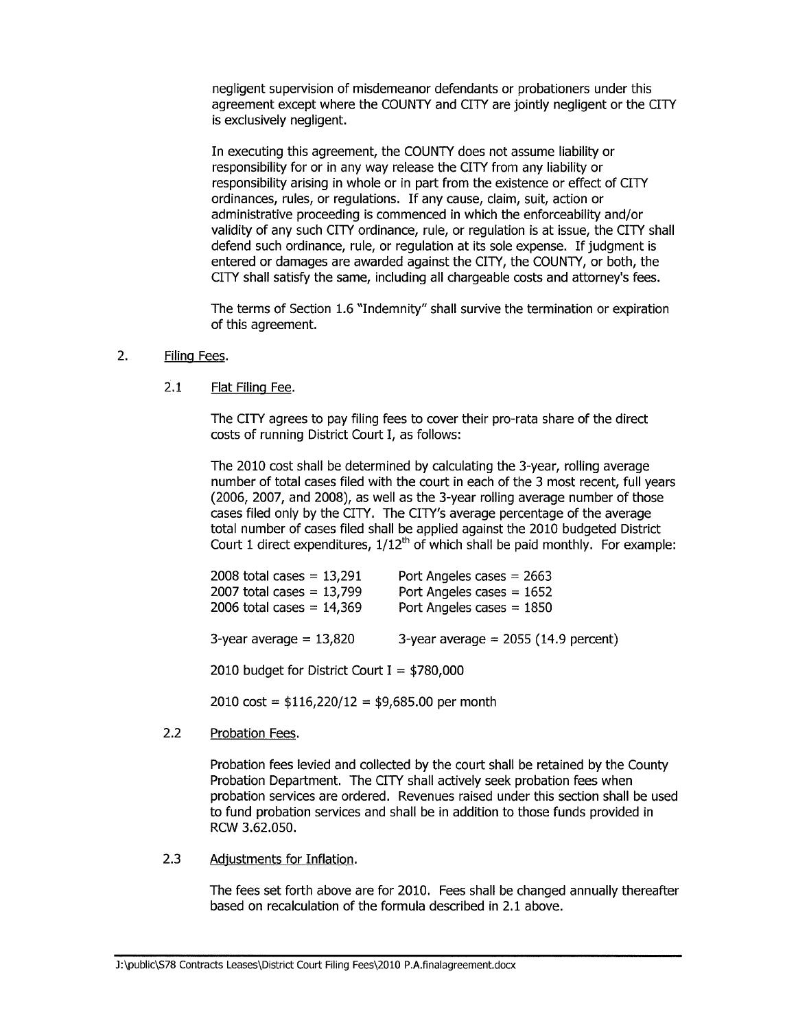negligent supervision of misdemeanor defendants or probationers under this agreement except where the COUNTY and CITY are jointly negligent or the CITY is exclusively negligent.

In executing this agreement, the COUNTY does not assume liability or responsibility for or in any way release the CITY from any liability or responsibility arising in whole or in part from the existence or effect of CITY ordinances, rules, or regulations. If any cause, claim, suit, action or administrative proceeding is commenced in which the enforceability and/or validity of any such CITY ordinance, rule, or regulation is at issue, the CITY shall defend such ordinance, rule, or regulation at its sole expense. If judgment is entered or damages are awarded against the CITY, the COUNTY, or both, the CITY shall satisfy the same, including all chargeable costs and attorney's fees.

The terms of Section 1.6 "Indemnity" shall survive the termination or expiration of this agreement.

2. Filing Fees.

2.1 Flat Filing Fee.

The CITY agrees to pay filing fees to cover their pro-rata share of the direct costs of running District Court I, as follows:

The 2010 cost shall be determined by calculating the 3-year, rolling average number of total cases filed with the court in each of the 3 most recent, full years (2006, 2007, and 2008), as well as the 3-year rolling average number of those cases filed only by the CITY. The CITY's average percentage of the average total number of cases filed shall be applied against the 2010 budgeted District Court 1 direct expenditures, 1/12th of which shall be paid monthly. For example:

| | |
|---|---|
| 2008 total cases = 13,291 | Port Angeles cases = 2663 |
| 2007 total cases = 13,799 | Port Angeles cases = 1652 |
| 2006 total cases = 14,369 | Port Angeles cases = 1850 |
| 3-year average = 13,820 | 3-year average = 2055 (14.9 percent) |

2010 budget for District Court I = $780,000

2010 cost = $116,220/12 = $9,685.00 per month

2.2 Probation Fees.

Probation fees levied and collected by the court shall be retained by the County Probation Department. The CITY shall actively seek probation fees when probation services are ordered. Revenues raised under this section shall be used to fund probation services and shall be in addition to those funds provided in RCW 3.62.050.

2.3 Adjustments for Inflation.

The fees set forth above are for 2010. Fees shall be changed annually thereafter based on recalculation of the formula described in 2.1 above.

J:\public\S78 Contracts Leases\District Court Filing Fees\2010 P.A.finalagreement.docx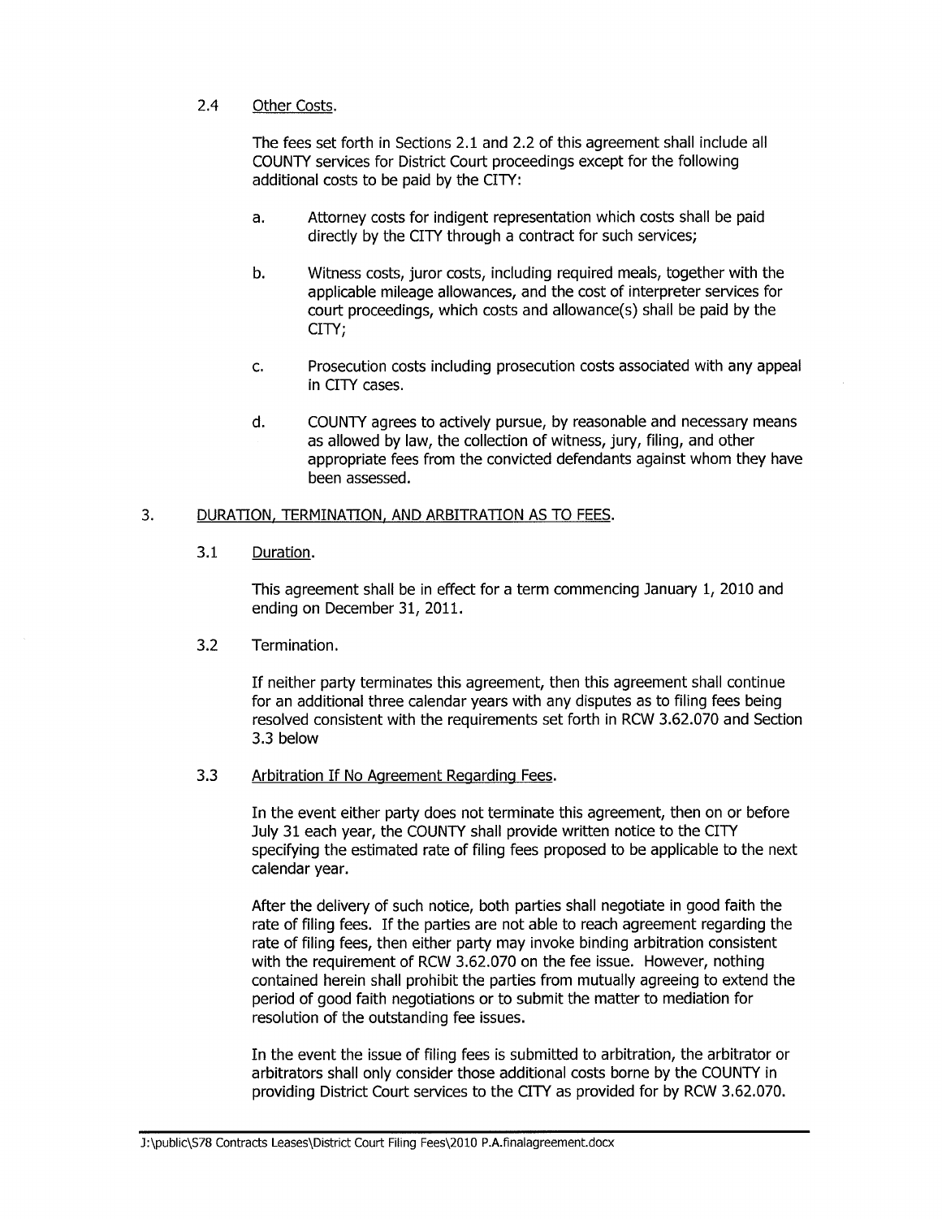2.4 Other Costs.

The fees set forth in Sections 2.1 and 2.2 of this agreement shall include all COUNTY services for District Court proceedings except for the following additional costs to be paid by the CITY:

a. Attorney costs for indigent representation which costs shall be paid directly by the CITY through a contract for such services;

b. Witness costs, juror costs, including required meals, together with the applicable mileage allowances, and the cost of interpreter services for court proceedings, which costs and allowance(s) shall be paid by the CITY;

c. Prosecution costs including prosecution costs associated with any appeal in CITY cases.

d. COUNTY agrees to actively pursue, by reasonable and necessary means as allowed by law, the collection of witness, jury, filing, and other appropriate fees from the convicted defendants against whom they have been assessed.

3. DURATION, TERMINATION, AND ARBITRATION AS TO FEES.

3.1 Duration.

This agreement shall be in effect for a term commencing January 1, 2010 and ending on December 31, 2011.

3.2 Termination.

If neither party terminates this agreement, then this agreement shall continue for an additional three calendar years with any disputes as to filing fees being resolved consistent with the requirements set forth in RCW 3.62.070 and Section 3.3 below

3.3 Arbitration If No Agreement Regarding Fees.

In the event either party does not terminate this agreement, then on or before July 31 each year, the COUNTY shall provide written notice to the CITY specifying the estimated rate of filing fees proposed to be applicable to the next calendar year.

After the delivery of such notice, both parties shall negotiate in good faith the rate of filing fees. If the parties are not able to reach agreement regarding the rate of filing fees, then either party may invoke binding arbitration consistent with the requirement of RCW 3.62.070 on the fee issue. However, nothing contained herein shall prohibit the parties from mutually agreeing to extend the period of good faith negotiations or to submit the matter to mediation for resolution of the outstanding fee issues.

In the event the issue of filing fees is submitted to arbitration, the arbitrator or arbitrators shall only consider those additional costs borne by the COUNTY in providing District Court services to the CITY as provided for by RCW 3.62.070.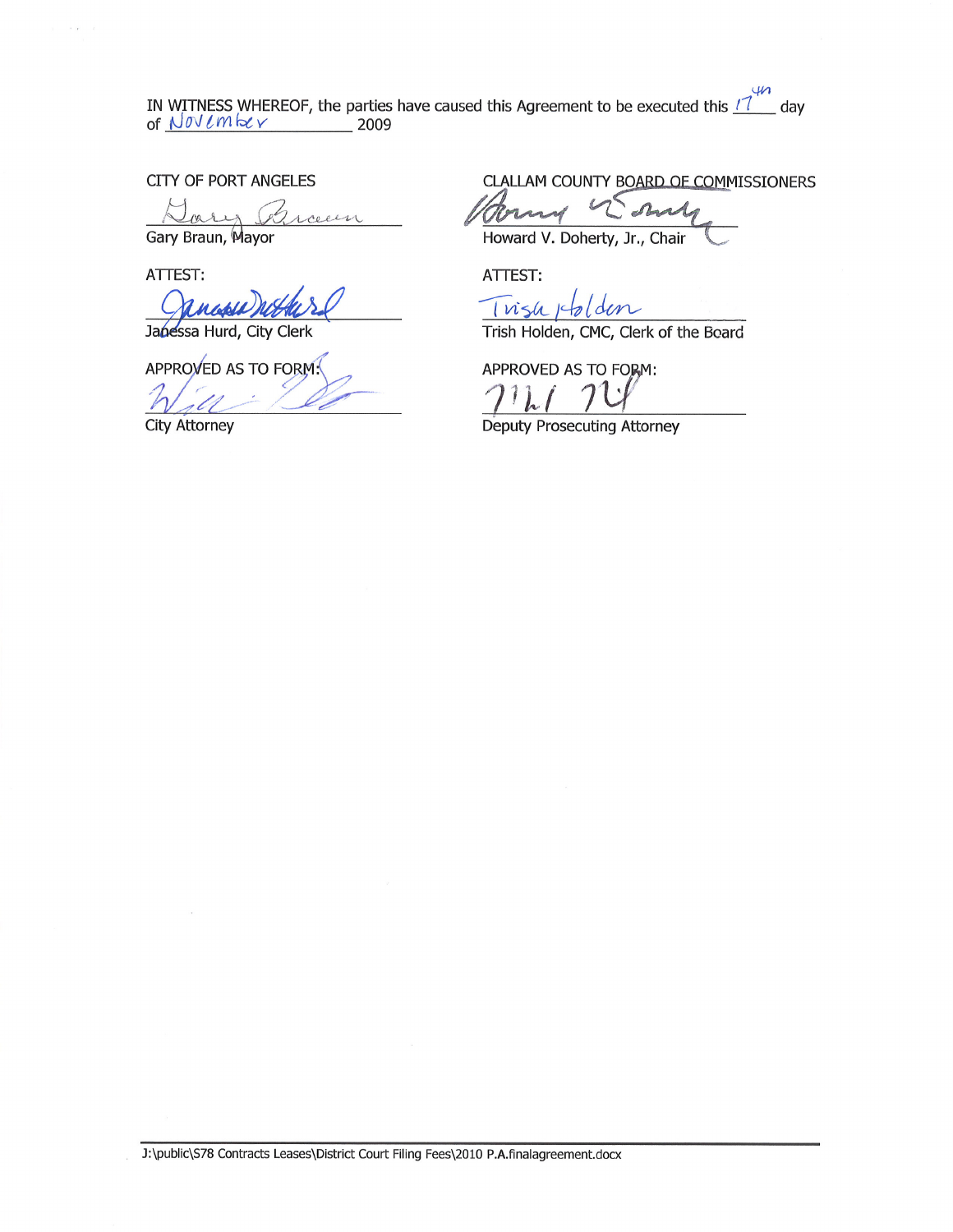IN WITNESS WHEREOF, the parties have caused this Agreement to be executed this 17th day of November 2009

| | |
|---|---|
| CITY OF PORT ANGELES | CLALLAM COUNTY BOARD OF COMMISSIONERS |
| Gary Braun, Mayor | Howard V. Doherty, Jr., Chair |
| ATTEST: | ATTEST: |
| Janessa Hurd, City Clerk | Trish Holden, CMC, Clerk of the Board |
| APPROVED AS TO FORM: | APPROVED AS TO FORM: |
| City Attorney | Deputy Prosecuting Attorney |

J:\public\S78 Contracts Leases\District Court Filing Fees\2010 P.A.finalagreement.docx